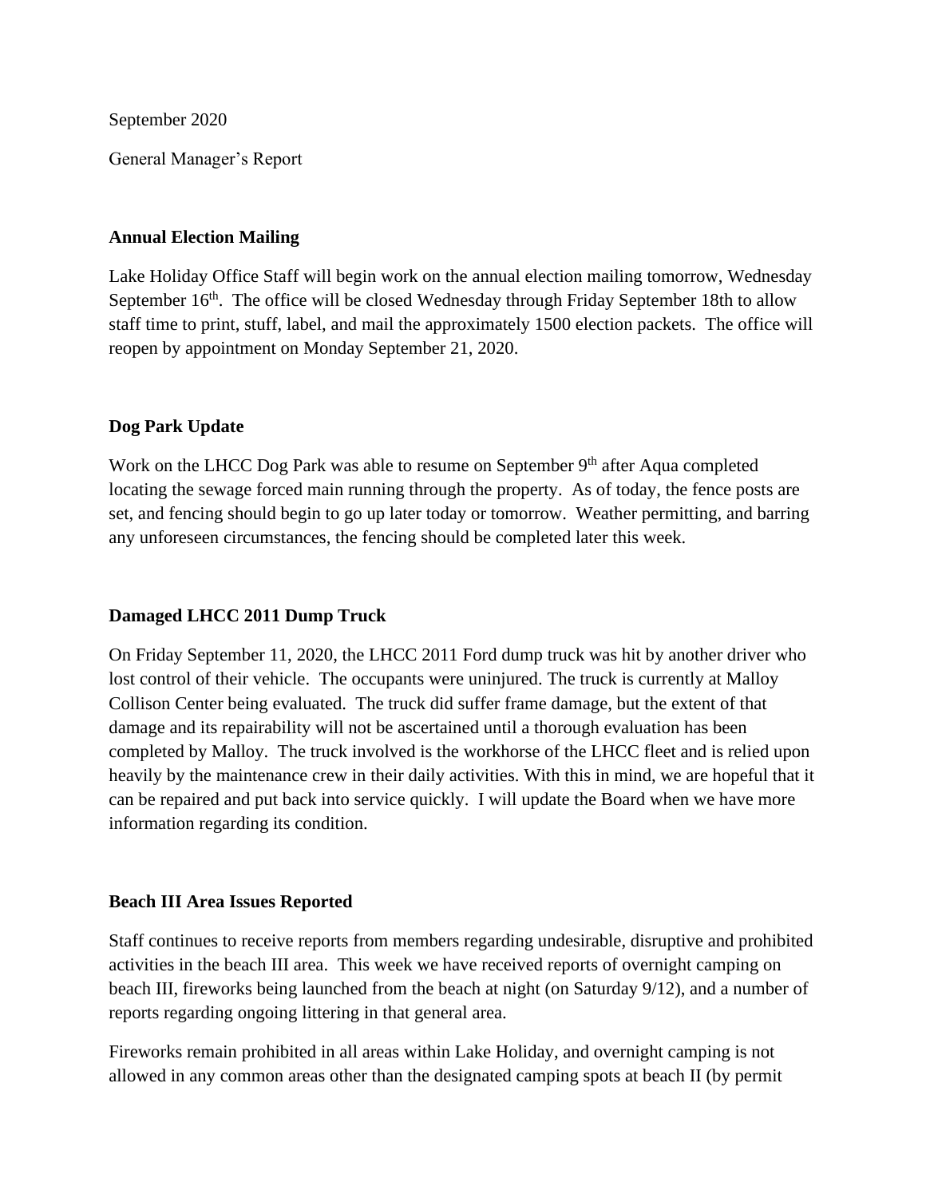September 2020

General Manager's Report

**Annual Election Mailing**

Lake Holiday Office Staff will begin work on the annual election mailing tomorrow, Wednesday September 16th. The office will be closed Wednesday through Friday September 18th to allow staff time to print, stuff, label, and mail the approximately 1500 election packets. The office will reopen by appointment on Monday September 21, 2020.

**Dog Park Update**

Work on the LHCC Dog Park was able to resume on September 9th after Aqua completed locating the sewage forced main running through the property. As of today, the fence posts are set, and fencing should begin to go up later today or tomorrow. Weather permitting, and barring any unforeseen circumstances, the fencing should be completed later this week.

**Damaged LHCC 2011 Dump Truck**

On Friday September 11, 2020, the LHCC 2011 Ford dump truck was hit by another driver who lost control of their vehicle. The occupants were uninjured. The truck is currently at Malloy Collison Center being evaluated. The truck did suffer frame damage, but the extent of that damage and its repairability will not be ascertained until a thorough evaluation has been completed by Malloy. The truck involved is the workhorse of the LHCC fleet and is relied upon heavily by the maintenance crew in their daily activities. With this in mind, we are hopeful that it can be repaired and put back into service quickly. I will update the Board when we have more information regarding its condition.

**Beach III Area Issues Reported**

Staff continues to receive reports from members regarding undesirable, disruptive and prohibited activities in the beach III area. This week we have received reports of overnight camping on beach III, fireworks being launched from the beach at night (on Saturday 9/12), and a number of reports regarding ongoing littering in that general area.

Fireworks remain prohibited in all areas within Lake Holiday, and overnight camping is not allowed in any common areas other than the designated camping spots at beach II (by permit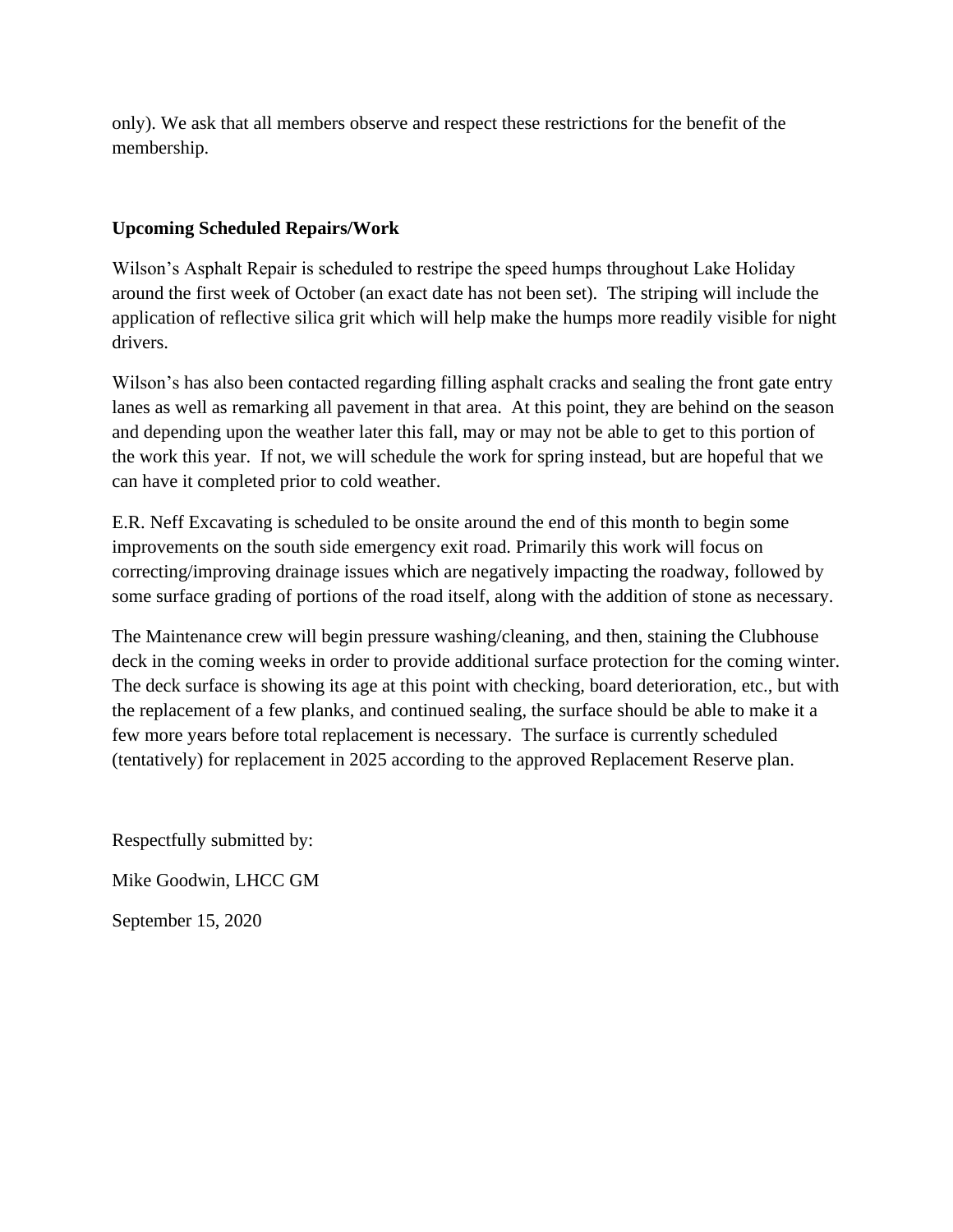only). We ask that all members observe and respect these restrictions for the benefit of the membership.

**Upcoming Scheduled Repairs/Work**

Wilson's Asphalt Repair is scheduled to restripe the speed humps throughout Lake Holiday around the first week of October (an exact date has not been set). The striping will include the application of reflective silica grit which will help make the humps more readily visible for night drivers.

Wilson's has also been contacted regarding filling asphalt cracks and sealing the front gate entry lanes as well as remarking all pavement in that area. At this point, they are behind on the season and depending upon the weather later this fall, may or may not be able to get to this portion of the work this year. If not, we will schedule the work for spring instead, but are hopeful that we can have it completed prior to cold weather.

E.R. Neff Excavating is scheduled to be onsite around the end of this month to begin some improvements on the south side emergency exit road. Primarily this work will focus on correcting/improving drainage issues which are negatively impacting the roadway, followed by some surface grading of portions of the road itself, along with the addition of stone as necessary.

The Maintenance crew will begin pressure washing/cleaning, and then, staining the Clubhouse deck in the coming weeks in order to provide additional surface protection for the coming winter. The deck surface is showing its age at this point with checking, board deterioration, etc., but with the replacement of a few planks, and continued sealing, the surface should be able to make it a few more years before total replacement is necessary. The surface is currently scheduled (tentatively) for replacement in 2025 according to the approved Replacement Reserve plan.

Respectfully submitted by:

Mike Goodwin, LHCC GM

September 15, 2020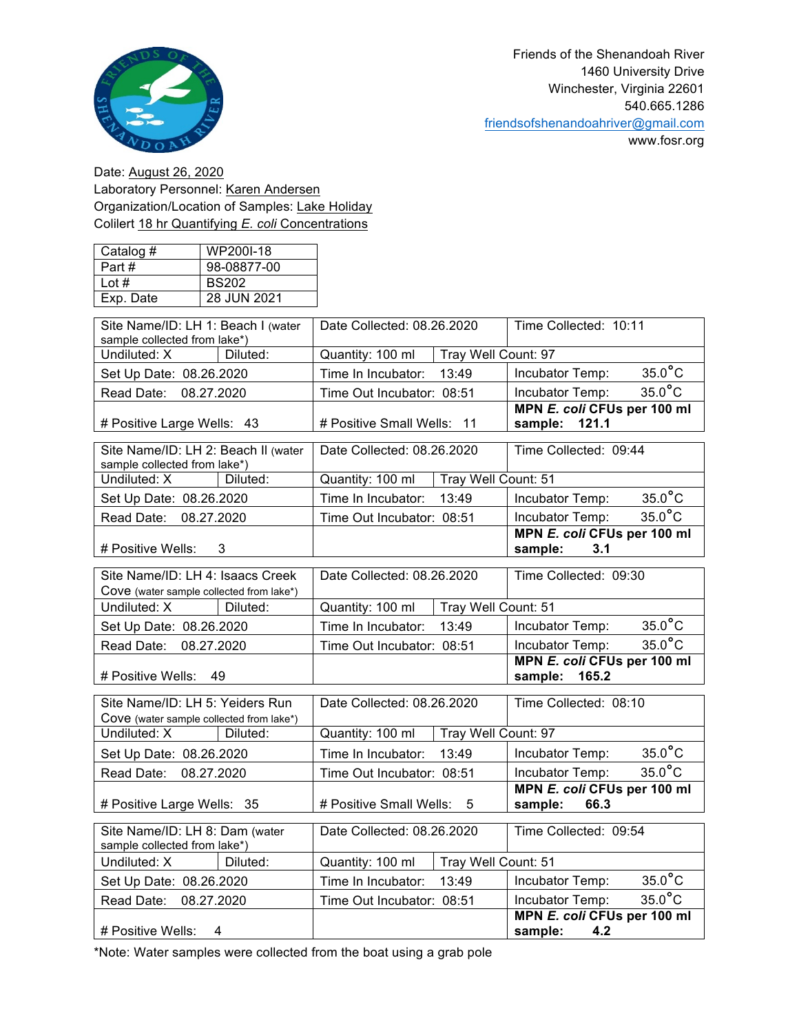Friends of the Shenandoah River
1460 University Drive
Winchester, Virginia 22601
540.665.1286
friendsofshenandoahriver@gmail.com
www.fosr.org

Date: August 26, 2020
Laboratory Personnel: Karen Andersen
Organization/Location of Samples: Lake Holiday
Collilert 18 hr Quantifying *E. coli* Concentrations

| Catalog # | WP200I-18 |
|---|---|
| Part # | 98-08877-00 |
| Lot # | BS202 |
| Exp. Date | 28 JUN 2021 |

| Site Name/ID: LH 1: Beach I (water sample collected from lake*) | | Date Collected: 08.26.2020 | | Time Collected: 10:11 |
|---|---|---|---|---|
| Undiluted: X | Diluted: | Quantity: 100 ml | Tray Well Count: 97 | |
| Set Up Date: 08.26.2020 | | Time In Incubator: 13:49 | | Incubator Temp: 35.0°C |
| Read Date: 08.27.2020 | | Time Out Incubator: 08:51 | | Incubator Temp: 35.0°C |
| # Positive Large Wells: 43 | | # Positive Small Wells: 11 | | **MPN *E. coli* CFUs per 100 ml sample: 121.1** |

| Site Name/ID: LH 2: Beach II (water sample collected from lake*) | | Date Collected: 08.26.2020 | | Time Collected: 09:44 |
|---|---|---|---|---|
| Undiluted: X | Diluted: | Quantity: 100 ml | Tray Well Count: 51 | |
| Set Up Date: 08.26.2020 | | Time In Incubator: 13:49 | | Incubator Temp: 35.0°C |
| Read Date: 08.27.2020 | | Time Out Incubator: 08:51 | | Incubator Temp: 35.0°C |
| # Positive Wells: 3 | | | | **MPN *E. coli* CFUs per 100 ml sample: 3.1** |

| Site Name/ID: LH 4: Isaacs Creek Cove (water sample collected from lake*) | | Date Collected: 08.26.2020 | | Time Collected: 09:30 |
|---|---|---|---|---|
| Undiluted: X | Diluted: | Quantity: 100 ml | Tray Well Count: 51 | |
| Set Up Date: 08.26.2020 | | Time In Incubator: 13:49 | | Incubator Temp: 35.0°C |
| Read Date: 08.27.2020 | | Time Out Incubator: 08:51 | | Incubator Temp: 35.0°C |
| # Positive Wells: 49 | | | | **MPN *E. coli* CFUs per 100 ml sample: 165.2** |

| Site Name/ID: LH 5: Yeiders Run Cove (water sample collected from lake*) | | Date Collected: 08.26.2020 | | Time Collected: 08:10 |
|---|---|---|---|---|
| Undiluted: X | Diluted: | Quantity: 100 ml | Tray Well Count: 97 | |
| Set Up Date: 08.26.2020 | | Time In Incubator: 13:49 | | Incubator Temp: 35.0°C |
| Read Date: 08.27.2020 | | Time Out Incubator: 08:51 | | Incubator Temp: 35.0°C |
| # Positive Large Wells: 35 | | # Positive Small Wells: 5 | | **MPN *E. coli* CFUs per 100 ml sample: 66.3** |

| Site Name/ID: LH 8: Dam (water sample collected from lake*) | | Date Collected: 08.26.2020 | | Time Collected: 09:54 |
|---|---|---|---|---|
| Undiluted: X | Diluted: | Quantity: 100 ml | Tray Well Count: 51 | |
| Set Up Date: 08.26.2020 | | Time In Incubator: 13:49 | | Incubator Temp: 35.0°C |
| Read Date: 08.27.2020 | | Time Out Incubator: 08:51 | | Incubator Temp: 35.0°C |
| # Positive Wells: 4 | | | | **MPN *E. coli* CFUs per 100 ml sample: 4.2** |

*Note: Water samples were collected from the boat using a grab pole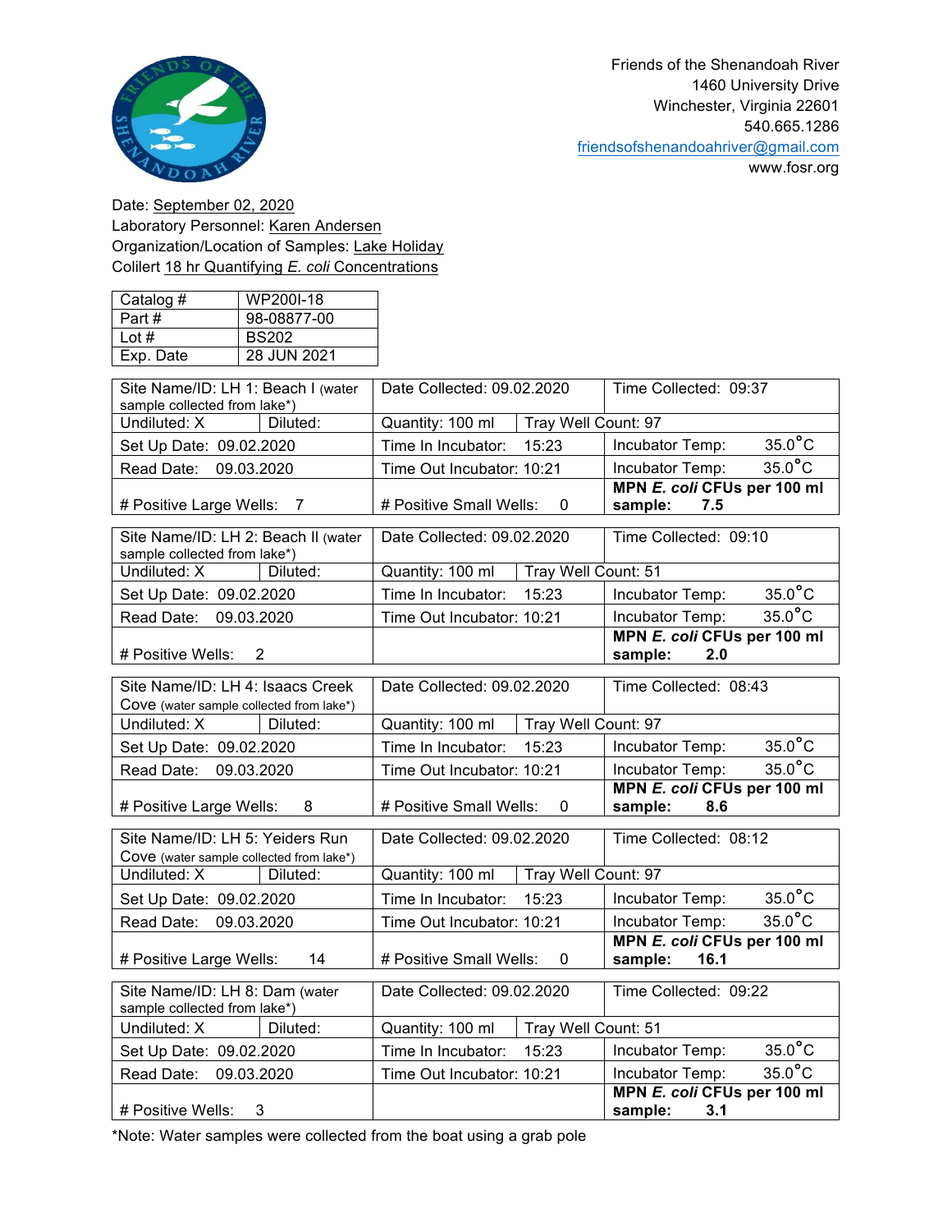Friends of the Shenandoah River
1460 University Drive
Winchester, Virginia 22601
540.665.1286
friendsofshenandoahriver@gmail.com
www.fosr.org

Date: September 02, 2020
Laboratory Personnel: Karen Andersen
Organization/Location of Samples: Lake Holiday
Collilert 18 hr Quantifying *E. coli* Concentrations

| Catalog # | WP200I-18 |
|---|---|
| Part # | 98-08877-00 |
| Lot # | BS202 |
| Exp. Date | 28 JUN 2021 |

| Site Name/ID: LH 1: Beach I (water sample collected from lake*) | | Date Collected: 09.02.2020 | | Time Collected: 09:37 |
|---|---|---|---|---|
| Undiluted: X | Diluted: | Quantity: 100 ml | Tray Well Count: 97 | |
| Set Up Date: 09.02.2020 | | Time In Incubator: 15:23 | | Incubator Temp: 35.0°C |
| Read Date: 09.03.2020 | | Time Out Incubator: 10:21 | | Incubator Temp: 35.0°C |
| # Positive Large Wells: 7 | | # Positive Small Wells: 0 | | **MPN *E. coli* CFUs per 100 ml sample: 7.5** |

| Site Name/ID: LH 2: Beach II (water sample collected from lake*) | | Date Collected: 09.02.2020 | | Time Collected: 09:10 |
|---|---|---|---|---|
| Undiluted: X | Diluted: | Quantity: 100 ml | Tray Well Count: 51 | |
| Set Up Date: 09.02.2020 | | Time In Incubator: 15:23 | | Incubator Temp: 35.0°C |
| Read Date: 09.03.2020 | | Time Out Incubator: 10:21 | | Incubator Temp: 35.0°C |
| # Positive Wells: 2 | | | | **MPN *E. coli* CFUs per 100 ml sample: 2.0** |

| Site Name/ID: LH 4: Isaacs Creek Cove (water sample collected from lake*) | | Date Collected: 09.02.2020 | | Time Collected: 08:43 |
|---|---|---|---|---|
| Undiluted: X | Diluted: | Quantity: 100 ml | Tray Well Count: 97 | |
| Set Up Date: 09.02.2020 | | Time In Incubator: 15:23 | | Incubator Temp: 35.0°C |
| Read Date: 09.03.2020 | | Time Out Incubator: 10:21 | | Incubator Temp: 35.0°C |
| # Positive Large Wells: 8 | | # Positive Small Wells: 0 | | **MPN *E. coli* CFUs per 100 ml sample: 8.6** |

| Site Name/ID: LH 5: Yeiders Run Cove (water sample collected from lake*) | | Date Collected: 09.02.2020 | | Time Collected: 08:12 |
|---|---|---|---|---|
| Undiluted: X | Diluted: | Quantity: 100 ml | Tray Well Count: 97 | |
| Set Up Date: 09.02.2020 | | Time In Incubator: 15:23 | | Incubator Temp: 35.0°C |
| Read Date: 09.03.2020 | | Time Out Incubator: 10:21 | | Incubator Temp: 35.0°C |
| # Positive Large Wells: 14 | | # Positive Small Wells: 0 | | **MPN *E. coli* CFUs per 100 ml sample: 16.1** |

| Site Name/ID: LH 8: Dam (water sample collected from lake*) | | Date Collected: 09.02.2020 | | Time Collected: 09:22 |
|---|---|---|---|---|
| Undiluted: X | Diluted: | Quantity: 100 ml | Tray Well Count: 51 | |
| Set Up Date: 09.02.2020 | | Time In Incubator: 15:23 | | Incubator Temp: 35.0°C |
| Read Date: 09.03.2020 | | Time Out Incubator: 10:21 | | Incubator Temp: 35.0°C |
| # Positive Wells: 3 | | | | **MPN *E. coli* CFUs per 100 ml sample: 3.1** |

*Note: Water samples were collected from the boat using a grab pole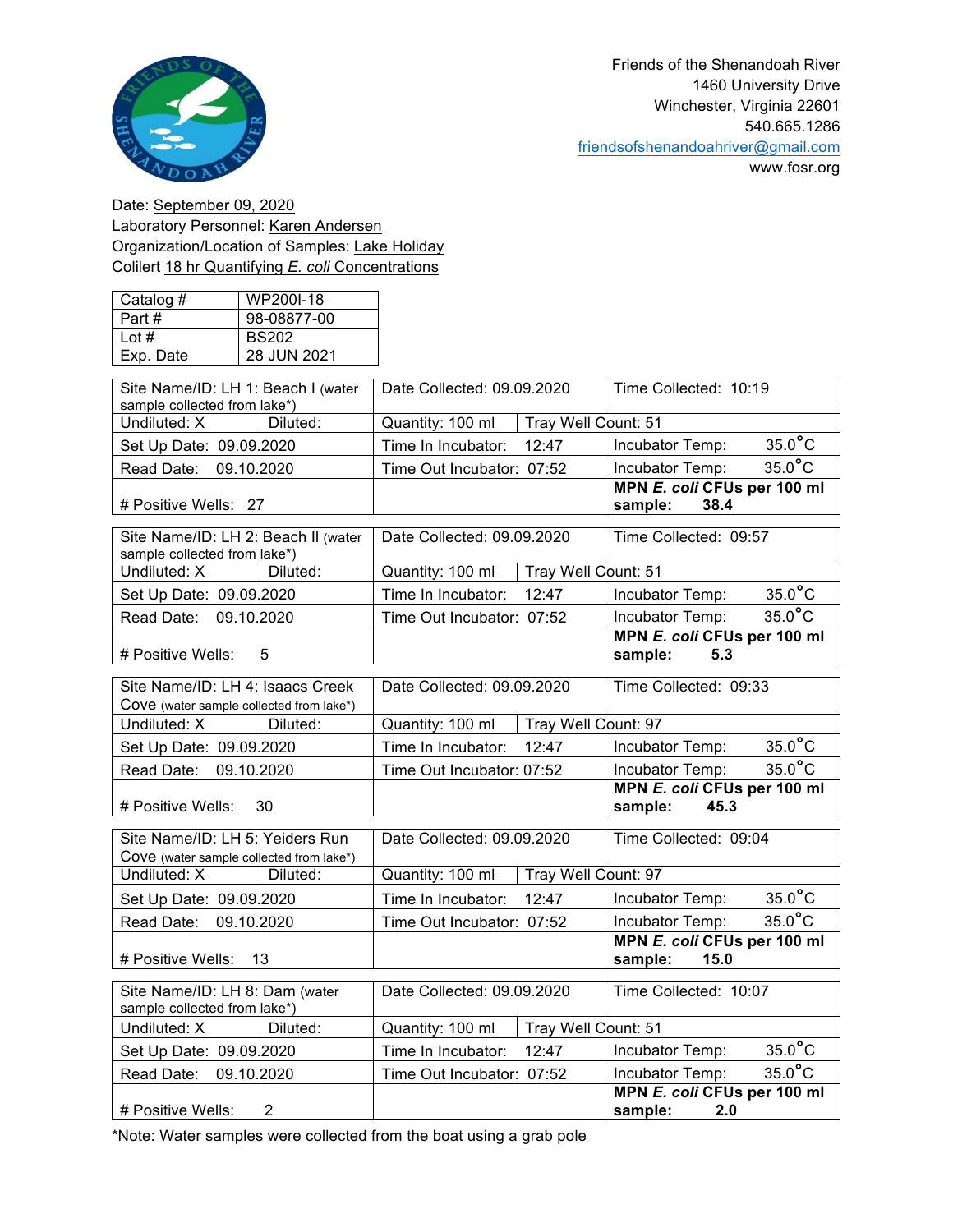Friends of the Shenandoah River
1460 University Drive
Winchester, Virginia 22601
540.665.1286
friendsofshenandoahriver@gmail.com
www.fosr.org

Date: September 09, 2020
Laboratory Personnel: Karen Andersen
Organization/Location of Samples: Lake Holiday
Collilert 18 hr Quantifying *E. coli* Concentrations

| | |
|---|---|
| Catalog # | WP200I-18 |
| Part # | 98-08877-00 |
| Lot # | BS202 |
| Exp. Date | 28 JUN 2021 |

| | | | | |
|---|---|---|---|---|
| Site Name/ID: LH 1: Beach I (water sample collected from lake*) | | Date Collected: 09.09.2020 | | Time Collected: 10:19 |
| Undiluted: X | Diluted: | Quantity: 100 ml | Tray Well Count: 51 | |
| Set Up Date: 09.09.2020 | | Time In Incubator: 12:47 | | Incubator Temp: 35.0°C |
| Read Date: 09.10.2020 | | Time Out Incubator: 07:52 | | Incubator Temp: 35.0°C |
| # Positive Wells: 27 | | | | **MPN *E. coli* CFUs per 100 ml sample: 38.4** |

| | | | | |
|---|---|---|---|---|
| Site Name/ID: LH 2: Beach II (water sample collected from lake*) | | Date Collected: 09.09.2020 | | Time Collected: 09:57 |
| Undiluted: X | Diluted: | Quantity: 100 ml | Tray Well Count: 51 | |
| Set Up Date: 09.09.2020 | | Time In Incubator: 12:47 | | Incubator Temp: 35.0°C |
| Read Date: 09.10.2020 | | Time Out Incubator: 07:52 | | Incubator Temp: 35.0°C |
| # Positive Wells: 5 | | | | **MPN *E. coli* CFUs per 100 ml sample: 5.3** |

| | | | | |
|---|---|---|---|---|
| Site Name/ID: LH 4: Isaacs Creek Cove (water sample collected from lake*) | | Date Collected: 09.09.2020 | | Time Collected: 09:33 |
| Undiluted: X | Diluted: | Quantity: 100 ml | Tray Well Count: 97 | |
| Set Up Date: 09.09.2020 | | Time In Incubator: 12:47 | | Incubator Temp: 35.0°C |
| Read Date: 09.10.2020 | | Time Out Incubator: 07:52 | | Incubator Temp: 35.0°C |
| # Positive Wells: 30 | | | | **MPN *E. coli* CFUs per 100 ml sample: 45.3** |

| | | | | |
|---|---|---|---|---|
| Site Name/ID: LH 5: Yeiders Run Cove (water sample collected from lake*) | | Date Collected: 09.09.2020 | | Time Collected: 09:04 |
| Undiluted: X | Diluted: | Quantity: 100 ml | Tray Well Count: 97 | |
| Set Up Date: 09.09.2020 | | Time In Incubator: 12:47 | | Incubator Temp: 35.0°C |
| Read Date: 09.10.2020 | | Time Out Incubator: 07:52 | | Incubator Temp: 35.0°C |
| # Positive Wells: 13 | | | | **MPN *E. coli* CFUs per 100 ml sample: 15.0** |

| | | | | |
|---|---|---|---|---|
| Site Name/ID: LH 8: Dam (water sample collected from lake*) | | Date Collected: 09.09.2020 | | Time Collected: 10:07 |
| Undiluted: X | Diluted: | Quantity: 100 ml | Tray Well Count: 51 | |
| Set Up Date: 09.09.2020 | | Time In Incubator: 12:47 | | Incubator Temp: 35.0°C |
| Read Date: 09.10.2020 | | Time Out Incubator: 07:52 | | Incubator Temp: 35.0°C |
| # Positive Wells: 2 | | | | **MPN *E. coli* CFUs per 100 ml sample: 2.0** |

*Note: Water samples were collected from the boat using a grab pole